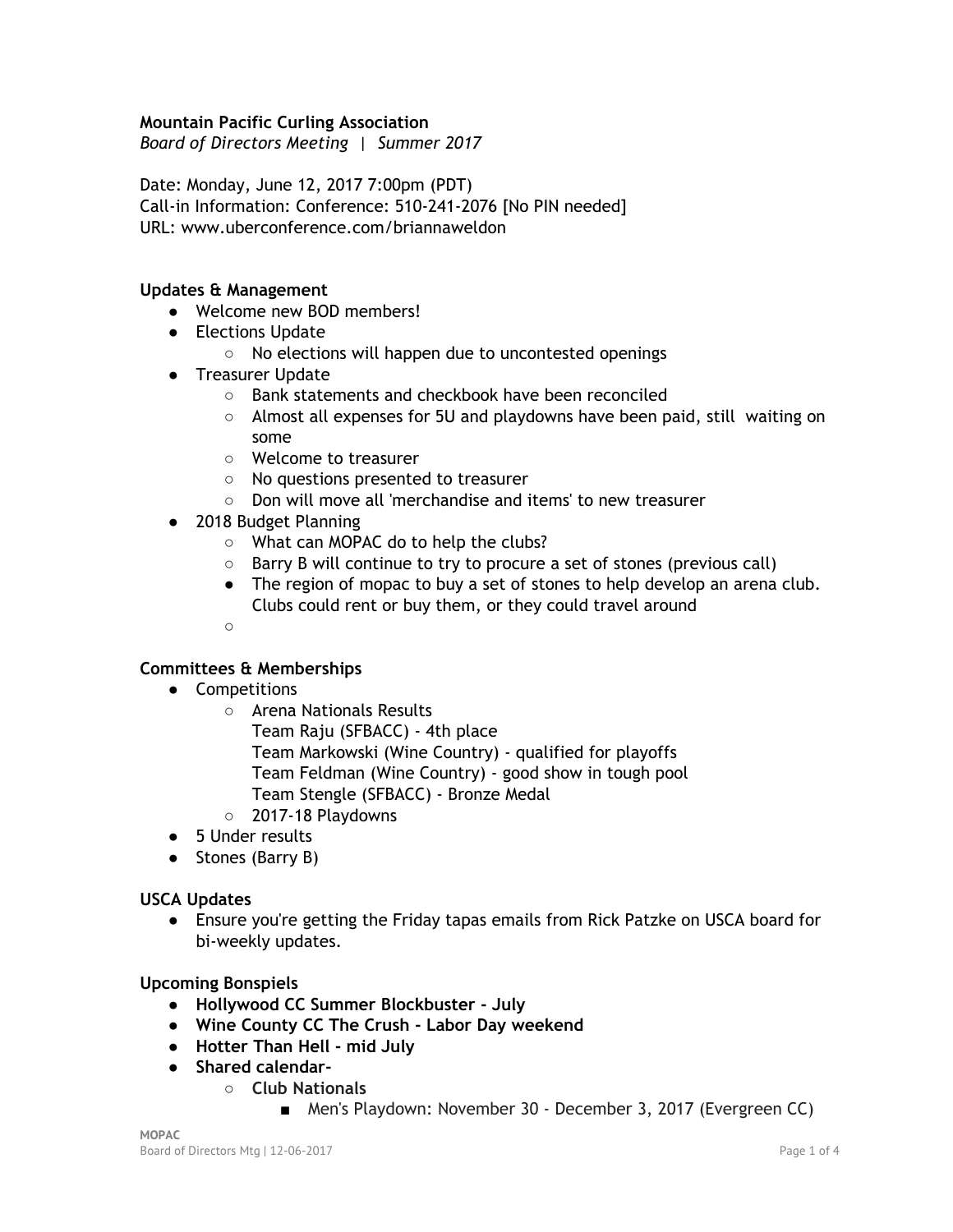**Mountain Pacific Curling Association**
*Board of Directors Meeting | Summer 2017*

Date: Monday, June 12, 2017 7:00pm (PDT)
Call-in Information: Conference: 510-241-2076 [No PIN needed]
URL: www.uberconference.com/briannaweldon

**Updates & Management**

- Welcome new BOD members!
- Elections Update
  - No elections will happen due to uncontested openings
- Treasurer Update
  - Bank statements and checkbook have been reconciled
  - Almost all expenses for 5U and playdowns have been paid, still waiting on some
  - Welcome to treasurer
  - No questions presented to treasurer
  - Don will move all 'merchandise and items' to new treasurer
- 2018 Budget Planning
  - What can MOPAC do to help the clubs?
  - Barry B will continue to try to procure a set of stones (previous call)
  - The region of mopac to buy a set of stones to help develop an arena club. Clubs could rent or buy them, or they could travel around
  -

**Committees & Memberships**

- Competitions
  - Arena Nationals Results
    Team Raju (SFBACC) - 4th place
    Team Markowski (Wine Country) - qualified for playoffs
    Team Feldman (Wine Country) - good show in tough pool
    Team Stengle (SFBACC) - Bronze Medal
  - 2017-18 Playdowns
- 5 Under results
- Stones (Barry B)

**USCA Updates**

- Ensure you're getting the Friday tapas emails from Rick Patzke on USCA board for bi-weekly updates.

**Upcoming Bonspiels**

- **Hollywood CC Summer Blockbuster - July**
- **Wine County CC The Crush - Labor Day weekend**
- **Hotter Than Hell - mid July**
- **Shared calendar-**
  - **Club Nationals**
    - Men's Playdown: November 30 - December 3, 2017 (Evergreen CC)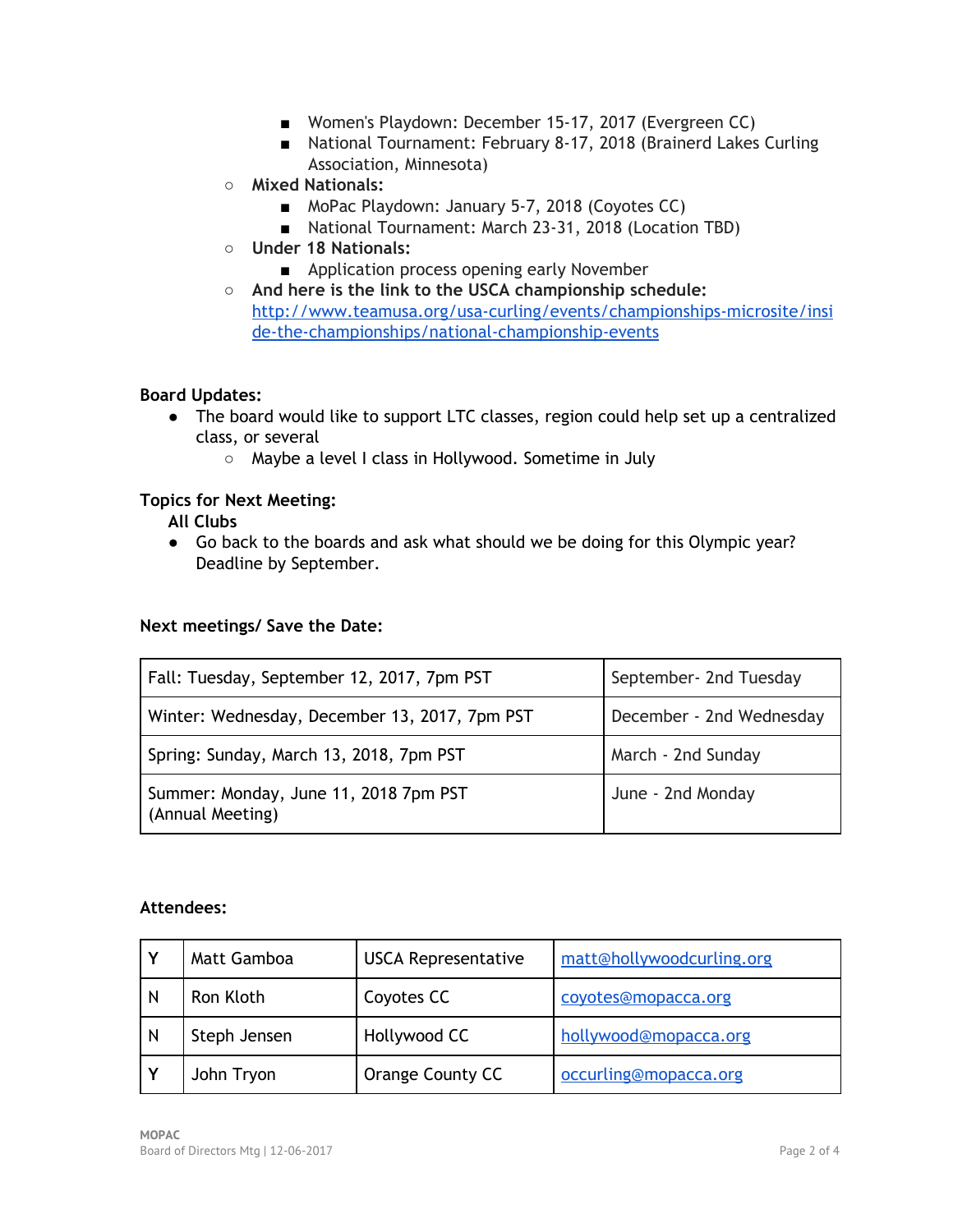- Women's Playdown: December 15-17, 2017 (Evergreen CC)
        - National Tournament: February 8-17, 2018 (Brainerd Lakes Curling Association, Minnesota)
    - **Mixed Nationals:**
        - MoPac Playdown: January 5-7, 2018 (Coyotes CC)
        - National Tournament: March 23-31, 2018 (Location TBD)
    - **Under 18 Nationals:**
        - Application process opening early November
    - **And here is the link to the USCA championship schedule:** [http://www.teamusa.org/usa-curling/events/championships-microsite/inside-the-championships/national-championship-events](http://www.teamusa.org/usa-curling/events/championships-microsite/inside-the-championships/national-championship-events)

**Board Updates:**

- The board would like to support LTC classes, region could help set up a centralized class, or several
    - Maybe a level I class in Hollywood. Sometime in July

**Topics for Next Meeting:**

**All Clubs**

- Go back to the boards and ask what should we be doing for this Olympic year? Deadline by September.

**Next meetings/ Save the Date:**

| Fall: Tuesday, September 12, 2017, 7pm PST | September- 2nd Tuesday |
|---|---|
| Winter: Wednesday, December 13, 2017, 7pm PST | December - 2nd Wednesday |
| Spring: Sunday, March 13, 2018, 7pm PST | March - 2nd Sunday |
| Summer: Monday, June 11, 2018 7pm PST (Annual Meeting) | June - 2nd Monday |

**Attendees:**

| Y | Matt Gamboa | USCA Representative | [matt@hollywoodcurling.org](mailto:matt@hollywoodcurling.org) |
|---|---|---|---|
| N | Ron Kloth | Coyotes CC | [coyotes@mopacca.org](mailto:coyotes@mopacca.org) |
| N | Steph Jensen | Hollywood CC | [hollywood@mopacca.org](mailto:hollywood@mopacca.org) |
| Y | John Tryon | Orange County CC | [occurling@mopacca.org](mailto:occurling@mopacca.org) |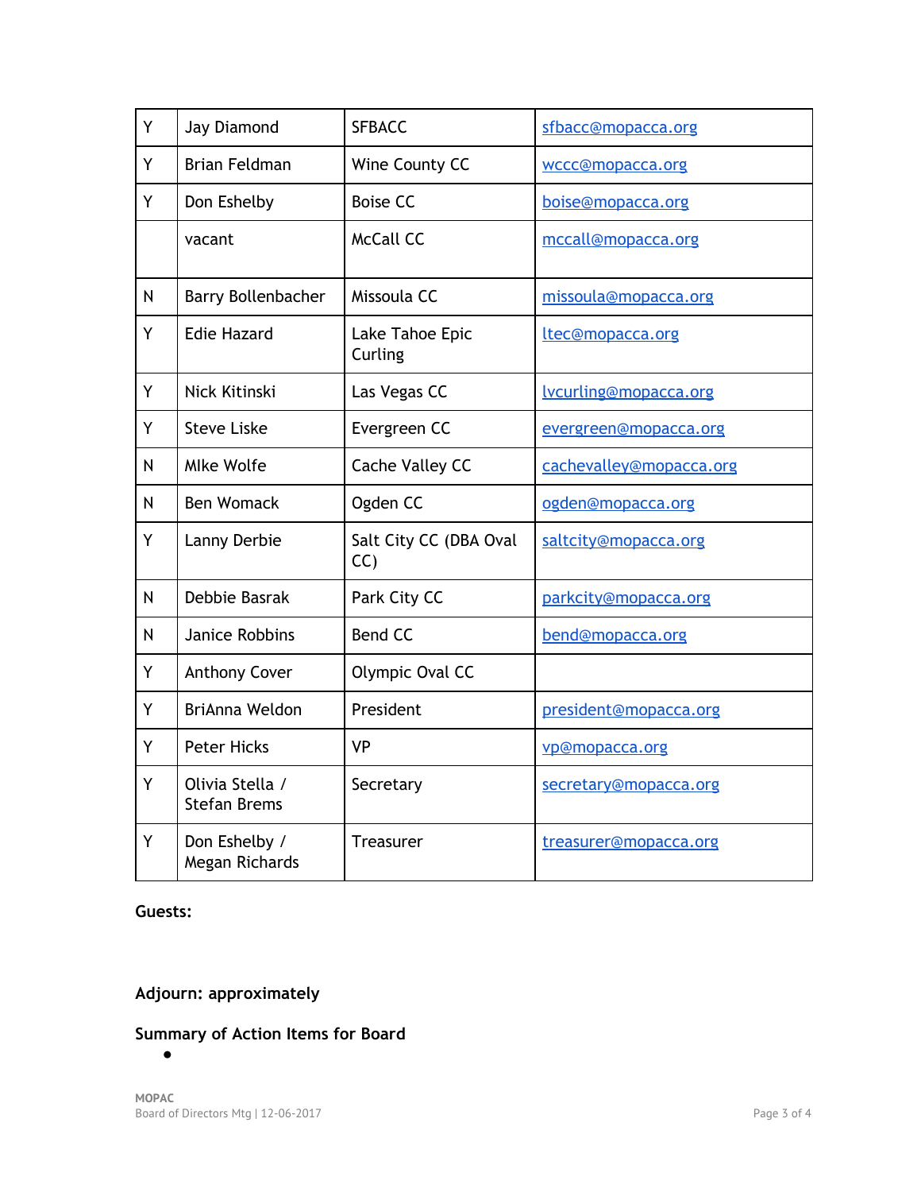| | | | |
|---|---|---|---|
| Y | Jay Diamond | SFBACC | sfbacc@mopacca.org |
| Y | Brian Feldman | Wine County CC | wccc@mopacca.org |
| Y | Don Eshelby | Boise CC | boise@mopacca.org |
| | vacant | McCall CC | mccall@mopacca.org |
| N | Barry Bollenbacher | Missoula CC | missoula@mopacca.org |
| Y | Edie Hazard | Lake Tahoe Epic Curling | ltec@mopacca.org |
| Y | Nick Kitinski | Las Vegas CC | lvcurling@mopacca.org |
| Y | Steve Liske | Evergreen CC | evergreen@mopacca.org |
| N | MIke Wolfe | Cache Valley CC | cachevalley@mopacca.org |
| N | Ben Womack | Ogden CC | ogden@mopacca.org |
| Y | Lanny Derbie | Salt City CC (DBA Oval CC) | saltcity@mopacca.org |
| N | Debbie Basrak | Park City CC | parkcity@mopacca.org |
| N | Janice Robbins | Bend CC | bend@mopacca.org |
| Y | Anthony Cover | Olympic Oval CC | |
| Y | BriAnna Weldon | President | president@mopacca.org |
| Y | Peter Hicks | VP | vp@mopacca.org |
| Y | Olivia Stella / Stefan Brems | Secretary | secretary@mopacca.org |
| Y | Don Eshelby / Megan Richards | Treasurer | treasurer@mopacca.org |

**Guests:**

**Adjourn: approximately**

**Summary of Action Items for Board**

-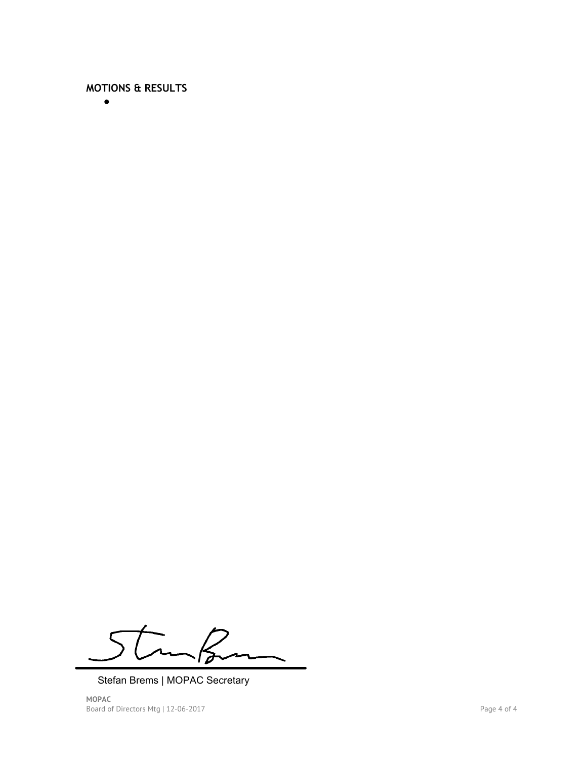**MOTIONS & RESULTS**

- 

Stefan Brems | MOPAC Secretary